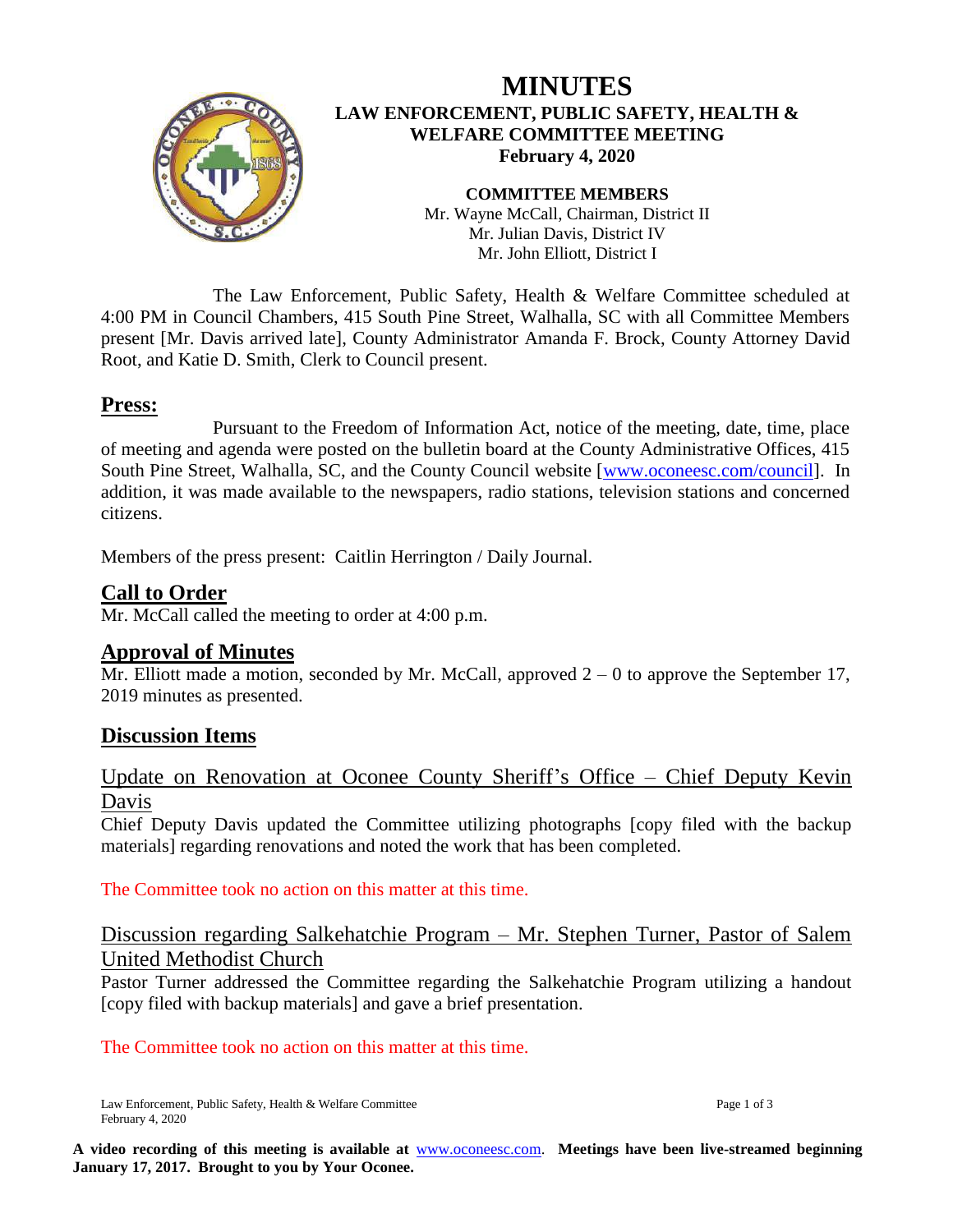# MINUTES

## LAW ENFORCEMENT, PUBLIC SAFETY, HEALTH & WELFARE COMMITTEE MEETING

**February 4, 2020**

**COMMITTEE MEMBERS**

Mr. Wayne McCall, Chairman, District II
Mr. Julian Davis, District IV
Mr. John Elliott, District I

The Law Enforcement, Public Safety, Health & Welfare Committee scheduled at 4:00 PM in Council Chambers, 415 South Pine Street, Walhalla, SC with all Committee Members present [Mr. Davis arrived late], County Administrator Amanda F. Brock, County Attorney David Root, and Katie D. Smith, Clerk to Council present.

## Press:

Pursuant to the Freedom of Information Act, notice of the meeting, date, time, place of meeting and agenda were posted on the bulletin board at the County Administrative Offices, 415 South Pine Street, Walhalla, SC, and the County Council website [www.oconeesc.com/council]. In addition, it was made available to the newspapers, radio stations, television stations and concerned citizens.

Members of the press present: Caitlin Herrington / Daily Journal.

## Call to Order

Mr. McCall called the meeting to order at 4:00 p.m.

## Approval of Minutes

Mr. Elliott made a motion, seconded by Mr. McCall, approved 2 – 0 to approve the September 17, 2019 minutes as presented.

## Discussion Items

### Update on Renovation at Oconee County Sheriff's Office – Chief Deputy Kevin Davis

Chief Deputy Davis updated the Committee utilizing photographs [copy filed with the backup materials] regarding renovations and noted the work that has been completed.

The Committee took no action on this matter at this time.

### Discussion regarding Salkehatchie Program – Mr. Stephen Turner, Pastor of Salem United Methodist Church

Pastor Turner addressed the Committee regarding the Salkehatchie Program utilizing a handout [copy filed with backup materials] and gave a brief presentation.

The Committee took no action on this matter at this time.

**A video recording of this meeting is available at** www.oconeesc.com. **Meetings have been live-streamed beginning January 17, 2017. Brought to you by Your Oconee.**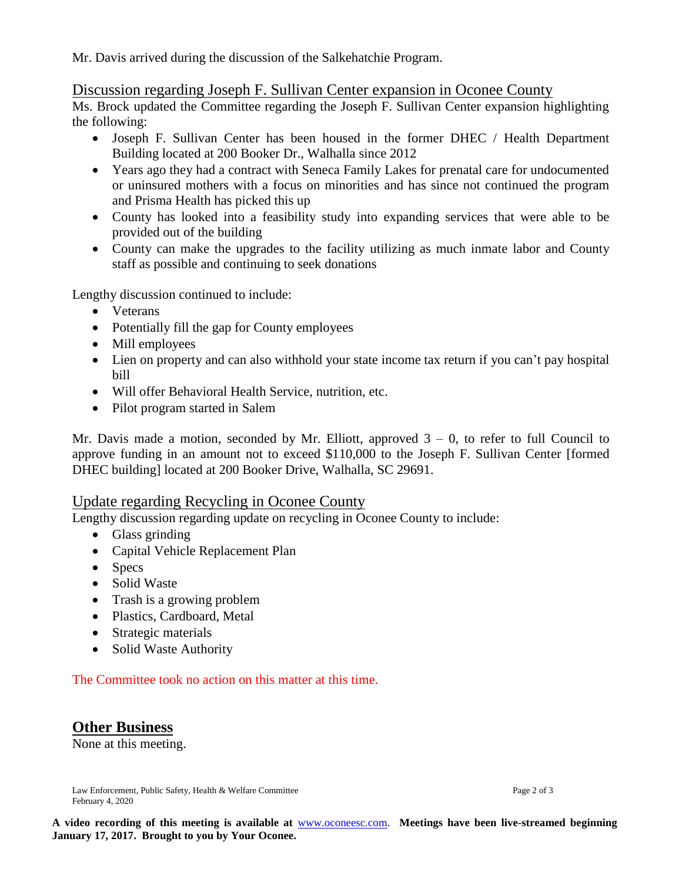Mr. Davis arrived during the discussion of the Salkehatchie Program.

## Discussion regarding Joseph F. Sullivan Center expansion in Oconee County

Ms. Brock updated the Committee regarding the Joseph F. Sullivan Center expansion highlighting the following:

- Joseph F. Sullivan Center has been housed in the former DHEC / Health Department Building located at 200 Booker Dr., Walhalla since 2012
- Years ago they had a contract with Seneca Family Lakes for prenatal care for undocumented or uninsured mothers with a focus on minorities and has since not continued the program and Prisma Health has picked this up
- County has looked into a feasibility study into expanding services that were able to be provided out of the building
- County can make the upgrades to the facility utilizing as much inmate labor and County staff as possible and continuing to seek donations

Lengthy discussion continued to include:

- Veterans
- Potentially fill the gap for County employees
- Mill employees
- Lien on property and can also withhold your state income tax return if you can't pay hospital bill
- Will offer Behavioral Health Service, nutrition, etc.
- Pilot program started in Salem

Mr. Davis made a motion, seconded by Mr. Elliott, approved 3 – 0, to refer to full Council to approve funding in an amount not to exceed $110,000 to the Joseph F. Sullivan Center [formed DHEC building] located at 200 Booker Drive, Walhalla, SC 29691.

## Update regarding Recycling in Oconee County

Lengthy discussion regarding update on recycling in Oconee County to include:

- Glass grinding
- Capital Vehicle Replacement Plan
- Specs
- Solid Waste
- Trash is a growing problem
- Plastics, Cardboard, Metal
- Strategic materials
- Solid Waste Authority

The Committee took no action on this matter at this time.

## **Other Business**

None at this meeting.

**A video recording of this meeting is available at** www.oconeesc.com. **Meetings have been live-streamed beginning January 17, 2017. Brought to you by Your Oconee.**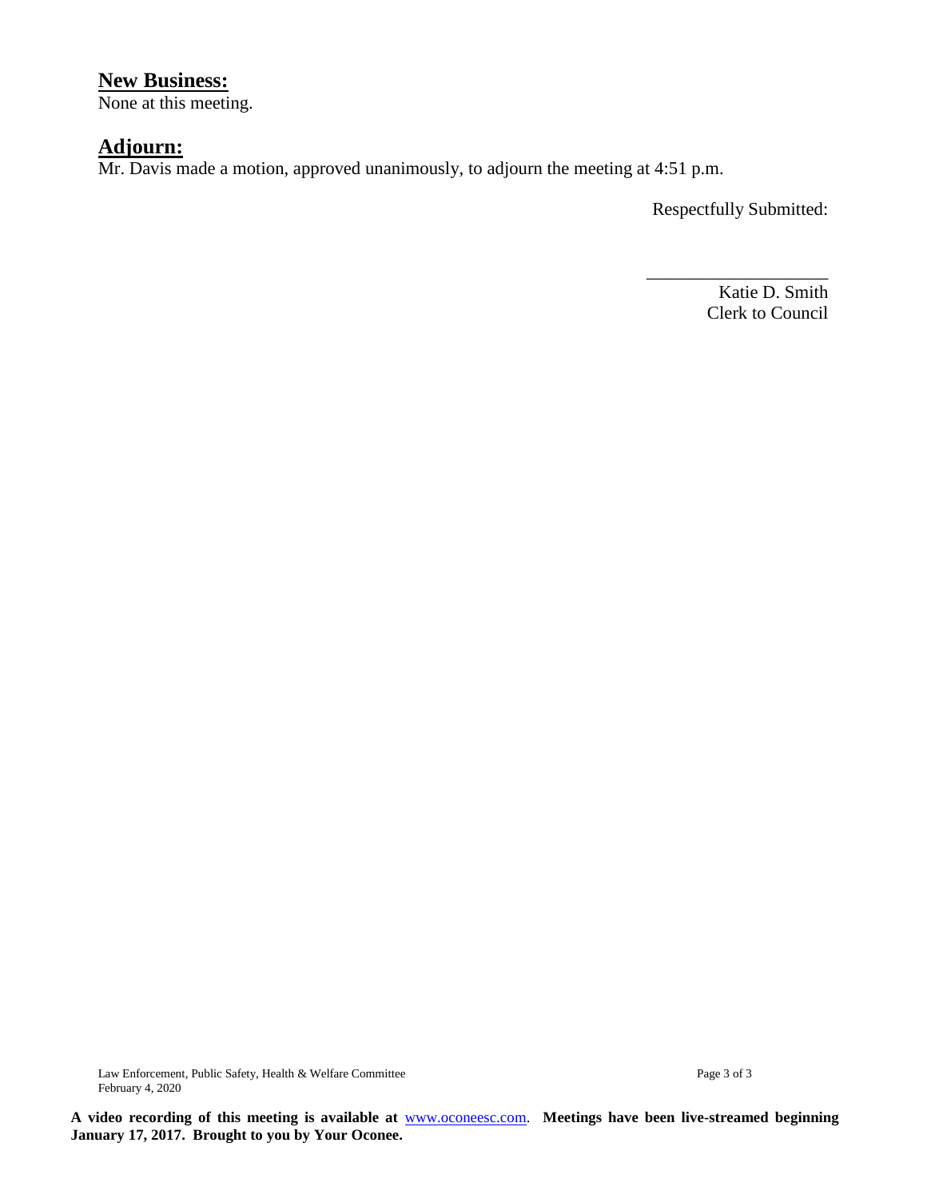## **New Business:**

None at this meeting.

## **Adjourn:**

Mr. Davis made a motion, approved unanimously, to adjourn the meeting at 4:51 p.m.

Respectfully Submitted:

\_\_\_\_\_\_\_\_\_\_\_\_\_\_\_\_\_\_\_\_

Katie D. Smith
Clerk to Council

**A video recording of this meeting is available at** www.oconeesc.com. **Meetings have been live-streamed beginning January 17, 2017. Brought to you by Your Oconee.**